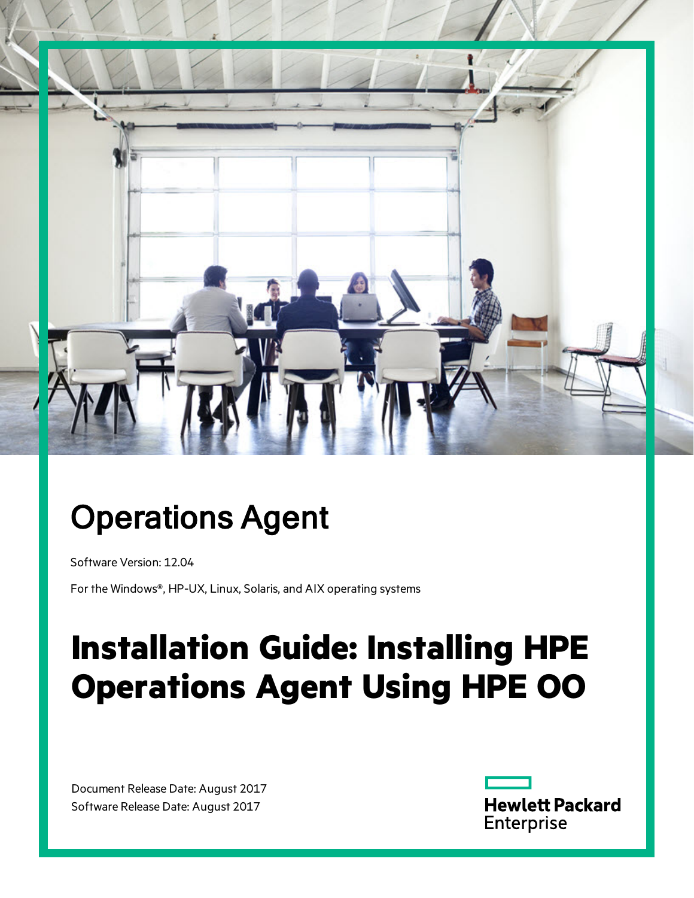# Operations Agent

Software Version: 12.04

For the Windows®, HP-UX, Linux, Solaris, and AIX operating systems

# Installation Guide: Installing HPE Operations Agent Using HPE OO

Document Release Date: August 2017
Software Release Date: August 2017

Hewlett Packard Enterprise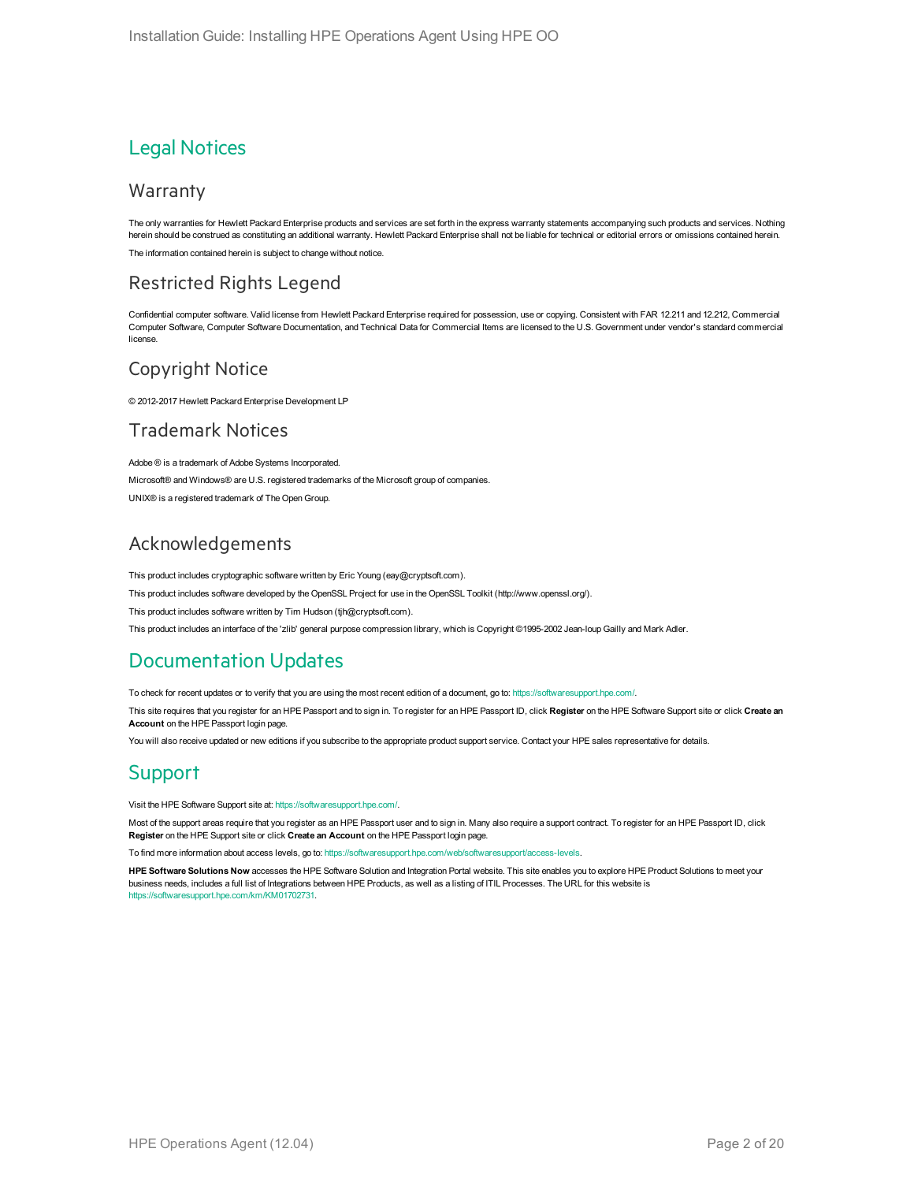# Legal Notices

## Warranty

The only warranties for Hewlett Packard Enterprise products and services are set forth in the express warranty statements accompanying such products and services. Nothing herein should be construed as constituting an additional warranty. Hewlett Packard Enterprise shall not be liable for technical or editorial errors or omissions contained herein.

The information contained herein is subject to change without notice.

## Restricted Rights Legend

Confidential computer software. Valid license from Hewlett Packard Enterprise required for possession, use or copying. Consistent with FAR 12.211 and 12.212, Commercial Computer Software, Computer Software Documentation, and Technical Data for Commercial Items are licensed to the U.S. Government under vendor's standard commercial license.

## Copyright Notice

© 2012-2017 Hewlett Packard Enterprise Development LP

## Trademark Notices

Adobe ® is a trademark of Adobe Systems Incorporated.

Microsoft® and Windows® are U.S. registered trademarks of the Microsoft group of companies.

UNIX® is a registered trademark of The Open Group.

## Acknowledgements

This product includes cryptographic software written by Eric Young (eay@cryptsoft.com).

This product includes software developed by the OpenSSL Project for use in the OpenSSL Toolkit (http://www.openssl.org/).

This product includes software written by Tim Hudson (tjh@cryptsoft.com).

This product includes an interface of the 'zlib' general purpose compression library, which is Copyright ©1995-2002 Jean-loup Gailly and Mark Adler.

# Documentation Updates

To check for recent updates or to verify that you are using the most recent edition of a document, go to: https://softwaresupport.hpe.com/.

This site requires that you register for an HPE Passport and to sign in. To register for an HPE Passport ID, click **Register** on the HPE Software Support site or click **Create an Account** on the HPE Passport login page.

You will also receive updated or new editions if you subscribe to the appropriate product support service. Contact your HPE sales representative for details.

# Support

Visit the HPE Software Support site at: https://softwaresupport.hpe.com/.

Most of the support areas require that you register as an HPE Passport user and to sign in. Many also require a support contract. To register for an HPE Passport ID, click **Register** on the HPE Support site or click **Create an Account** on the HPE Passport login page.

To find more information about access levels, go to: https://softwaresupport.hpe.com/web/softwaresupport/access-levels.

**HPE Software Solutions Now** accesses the HPE Software Solution and Integration Portal website. This site enables you to explore HPE Product Solutions to meet your business needs, includes a full list of Integrations between HPE Products, as well as a listing of ITIL Processes. The URL for this website is https://softwaresupport.hpe.com/km/KM01702731.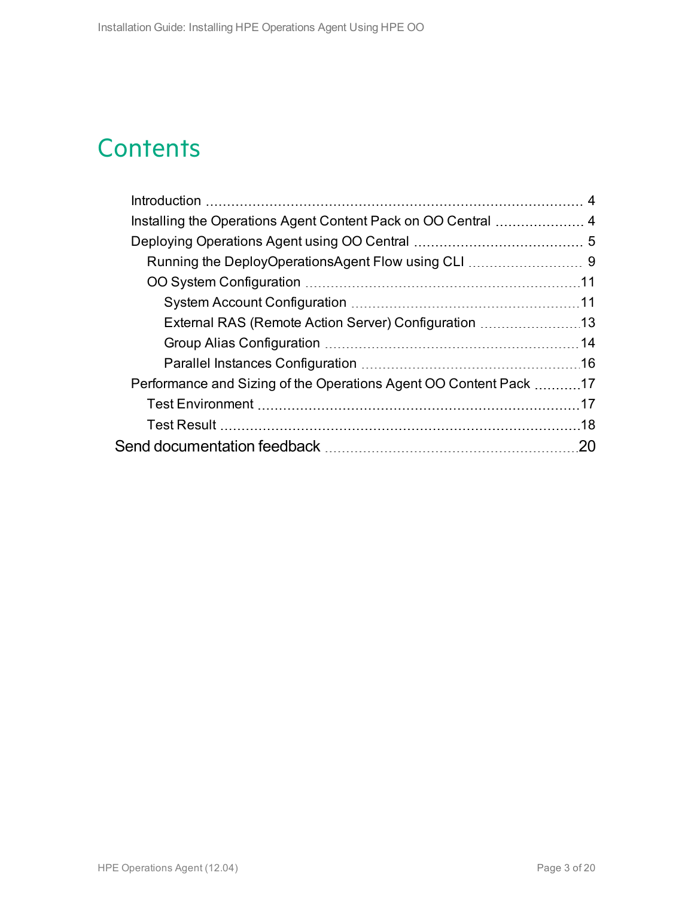# Contents

- Introduction ........ 4
- Installing the Operations Agent Content Pack on OO Central ........ 4
- Deploying Operations Agent using OO Central ........ 5
  - Running the DeployOperationsAgent Flow using CLI ........ 9
  - OO System Configuration ........ 11
    - System Account Configuration ........ 11
    - External RAS (Remote Action Server) Configuration ........ 13
    - Group Alias Configuration ........ 14
    - Parallel Instances Configuration ........ 16
- Performance and Sizing of the Operations Agent OO Content Pack ........ 17
  - Test Environment ........ 17
  - Test Result ........ 18

Send documentation feedback ........ 20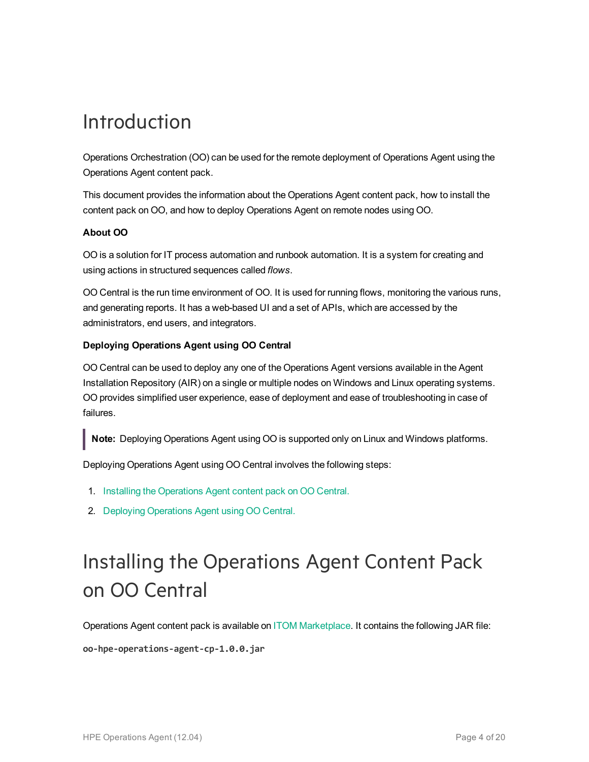# Introduction

Operations Orchestration (OO) can be used for the remote deployment of Operations Agent using the Operations Agent content pack.

This document provides the information about the Operations Agent content pack, how to install the content pack on OO, and how to deploy Operations Agent on remote nodes using OO.

**About OO**

OO is a solution for IT process automation and runbook automation. It is a system for creating and using actions in structured sequences called *flows*.

OO Central is the run time environment of OO. It is used for running flows, monitoring the various runs, and generating reports. It has a web-based UI and a set of APIs, which are accessed by the administrators, end users, and integrators.

**Deploying Operations Agent using OO Central**

OO Central can be used to deploy any one of the Operations Agent versions available in the Agent Installation Repository (AIR) on a single or multiple nodes on Windows and Linux operating systems. OO provides simplified user experience, ease of deployment and ease of troubleshooting in case of failures.

> **Note:** Deploying Operations Agent using OO is supported only on Linux and Windows platforms.

Deploying Operations Agent using OO Central involves the following steps:

1. Installing the Operations Agent content pack on OO Central.
2. Deploying Operations Agent using OO Central.

# Installing the Operations Agent Content Pack on OO Central

Operations Agent content pack is available on ITOM Marketplace. It contains the following JAR file:

**`oo-hpe-operations-agent-cp-1.0.0.jar`**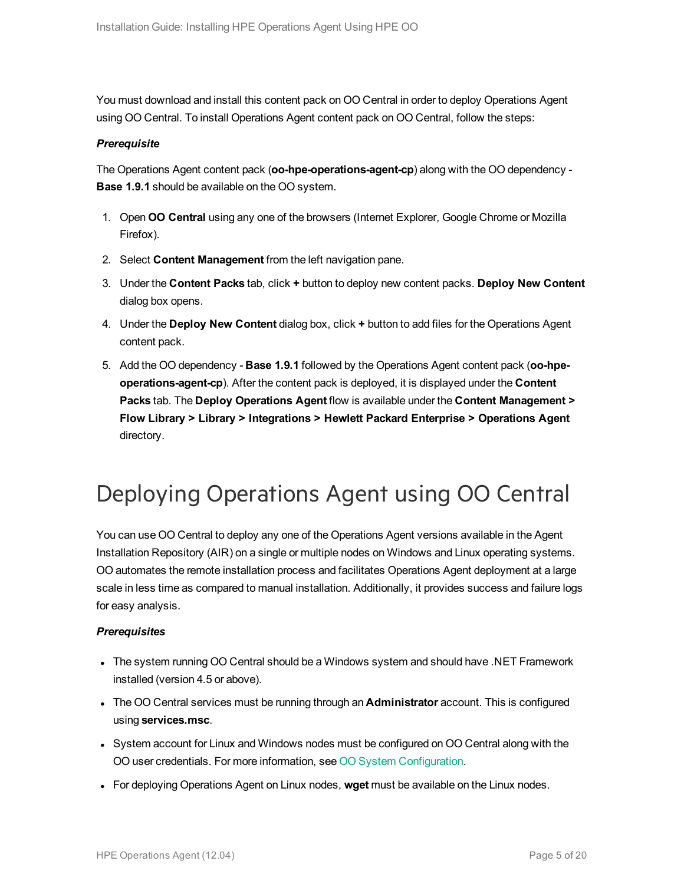You must download and install this content pack on OO Central in order to deploy Operations Agent using OO Central. To install Operations Agent content pack on OO Central, follow the steps:

***Prerequisite***

The Operations Agent content pack (**oo-hpe-operations-agent-cp**) along with the OO dependency - **Base 1.9.1** should be available on the OO system.

1. Open **OO Central** using any one of the browsers (Internet Explorer, Google Chrome or Mozilla Firefox).
2. Select **Content Management** from the left navigation pane.
3. Under the **Content Packs** tab, click **+** button to deploy new content packs. **Deploy New Content** dialog box opens.
4. Under the **Deploy New Content** dialog box, click **+** button to add files for the Operations Agent content pack.
5. Add the OO dependency - **Base 1.9.1** followed by the Operations Agent content pack (**oo-hpe-operations-agent-cp**). After the content pack is deployed, it is displayed under the **Content Packs** tab. The **Deploy Operations Agent** flow is available under the **Content Management > Flow Library > Library > Integrations > Hewlett Packard Enterprise > Operations Agent** directory.

# Deploying Operations Agent using OO Central

You can use OO Central to deploy any one of the Operations Agent versions available in the Agent Installation Repository (AIR) on a single or multiple nodes on Windows and Linux operating systems. OO automates the remote installation process and facilitates Operations Agent deployment at a large scale in less time as compared to manual installation. Additionally, it provides success and failure logs for easy analysis.

***Prerequisites***

- The system running OO Central should be a Windows system and should have .NET Framework installed (version 4.5 or above).
- The OO Central services must be running through an **Administrator** account. This is configured using **services.msc**.
- System account for Linux and Windows nodes must be configured on OO Central along with the OO user credentials. For more information, see OO System Configuration.
- For deploying Operations Agent on Linux nodes, **wget** must be available on the Linux nodes.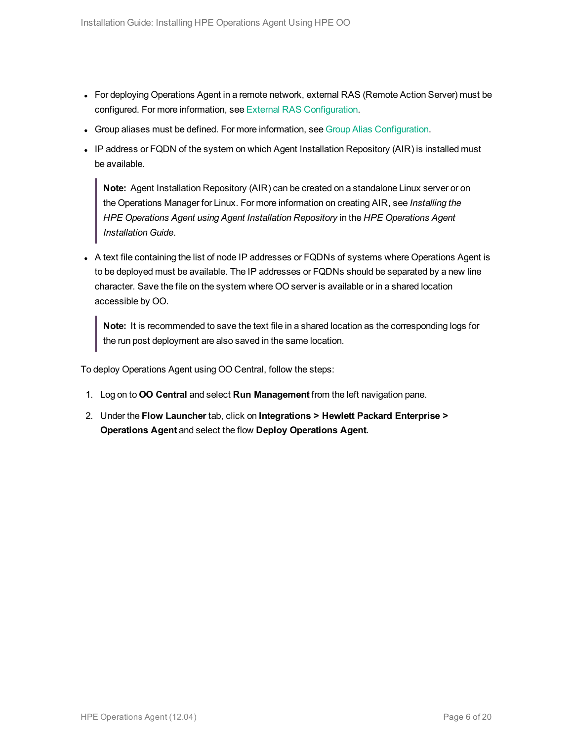- For deploying Operations Agent in a remote network, external RAS (Remote Action Server) must be configured. For more information, see External RAS Configuration.
- Group aliases must be defined. For more information, see Group Alias Configuration.
- IP address or FQDN of the system on which Agent Installation Repository (AIR) is installed must be available.

> **Note:** Agent Installation Repository (AIR) can be created on a standalone Linux server or on the Operations Manager for Linux. For more information on creating AIR, see *Installing the HPE Operations Agent using Agent Installation Repository* in the *HPE Operations Agent Installation Guide*.

- A text file containing the list of node IP addresses or FQDNs of systems where Operations Agent is to be deployed must be available. The IP addresses or FQDNs should be separated by a new line character. Save the file on the system where OO server is available or in a shared location accessible by OO.

> **Note:** It is recommended to save the text file in a shared location as the corresponding logs for the run post deployment are also saved in the same location.

To deploy Operations Agent using OO Central, follow the steps:

1. Log on to **OO Central** and select **Run Management** from the left navigation pane.
2. Under the **Flow Launcher** tab, click on **Integrations > Hewlett Packard Enterprise > Operations Agent** and select the flow **Deploy Operations Agent**.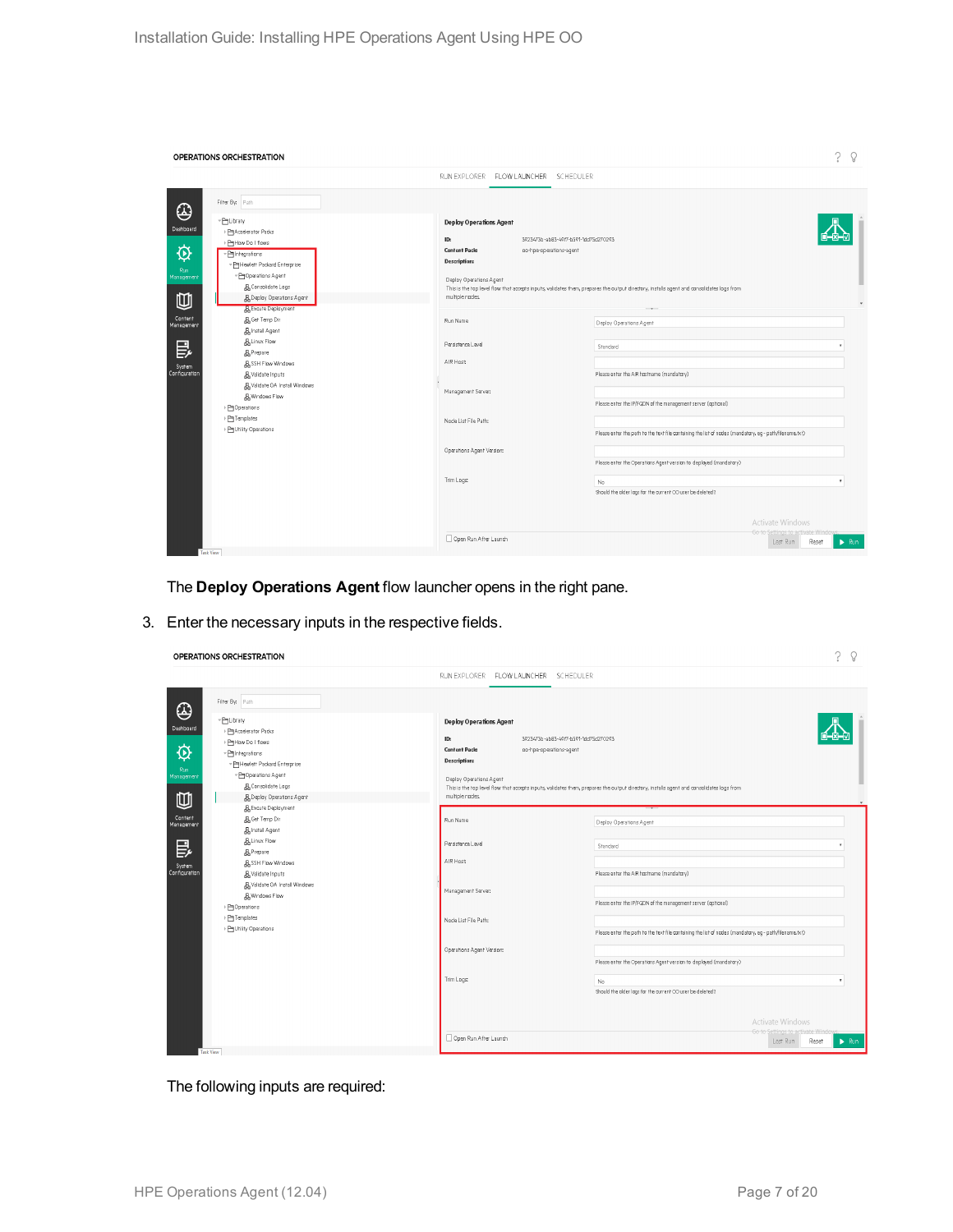The **Deploy Operations Agent** flow launcher opens in the right pane.

3. Enter the necessary inputs in the respective fields.

The following inputs are required: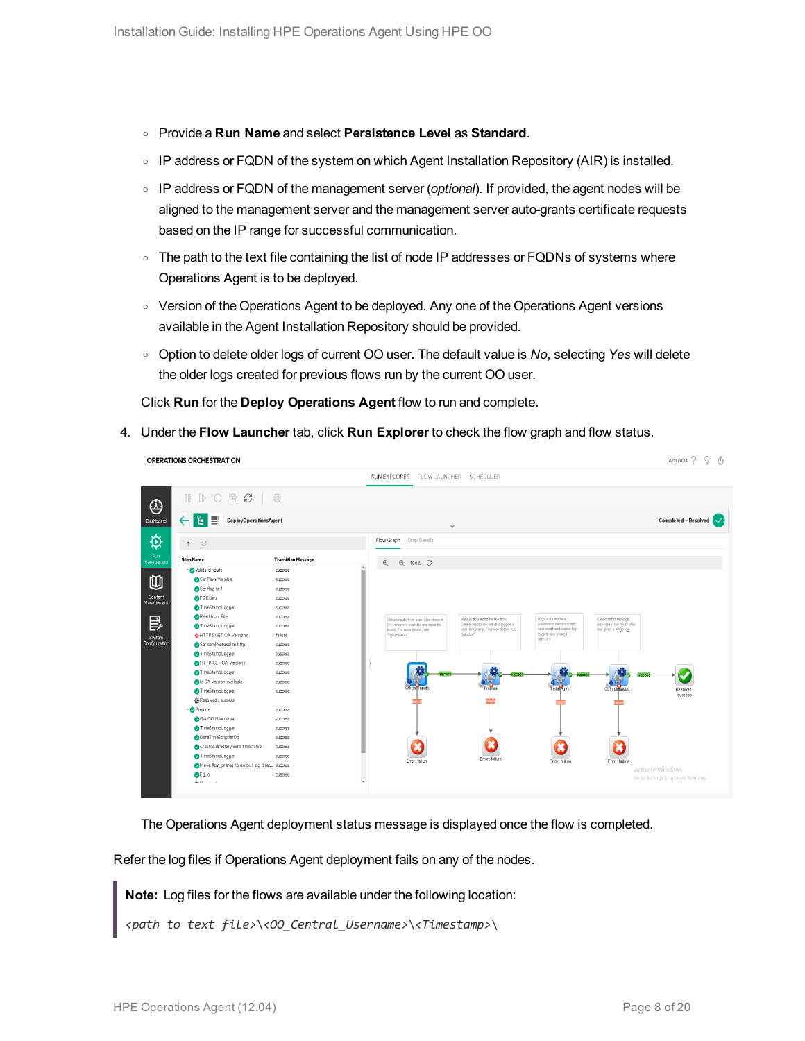- Provide a **Run Name** and select **Persistence Level** as **Standard**.
- IP address or FQDN of the system on which Agent Installation Repository (AIR) is installed.
- IP address or FQDN of the management server (*optional*). If provided, the agent nodes will be aligned to the management server and the management server auto-grants certificate requests based on the IP range for successful communication.
- The path to the text file containing the list of node IP addresses or FQDNs of systems where Operations Agent is to be deployed.
- Version of the Operations Agent to be deployed. Any one of the Operations Agent versions available in the Agent Installation Repository should be provided.
- Option to delete older logs of current OO user. The default value is *No*, selecting *Yes* will delete the older logs created for previous flows run by the current OO user.

Click **Run** for the **Deploy Operations Agent** flow to run and complete.

4. Under the **Flow Launcher** tab, click **Run Explorer** to check the flow graph and flow status.

The Operations Agent deployment status message is displayed once the flow is completed.

Refer the log files if Operations Agent deployment fails on any of the nodes.

> **Note:** Log files for the flows are available under the following location:
>
> *<path to text file>\<OO_Central_Username>\<Timestamp>\*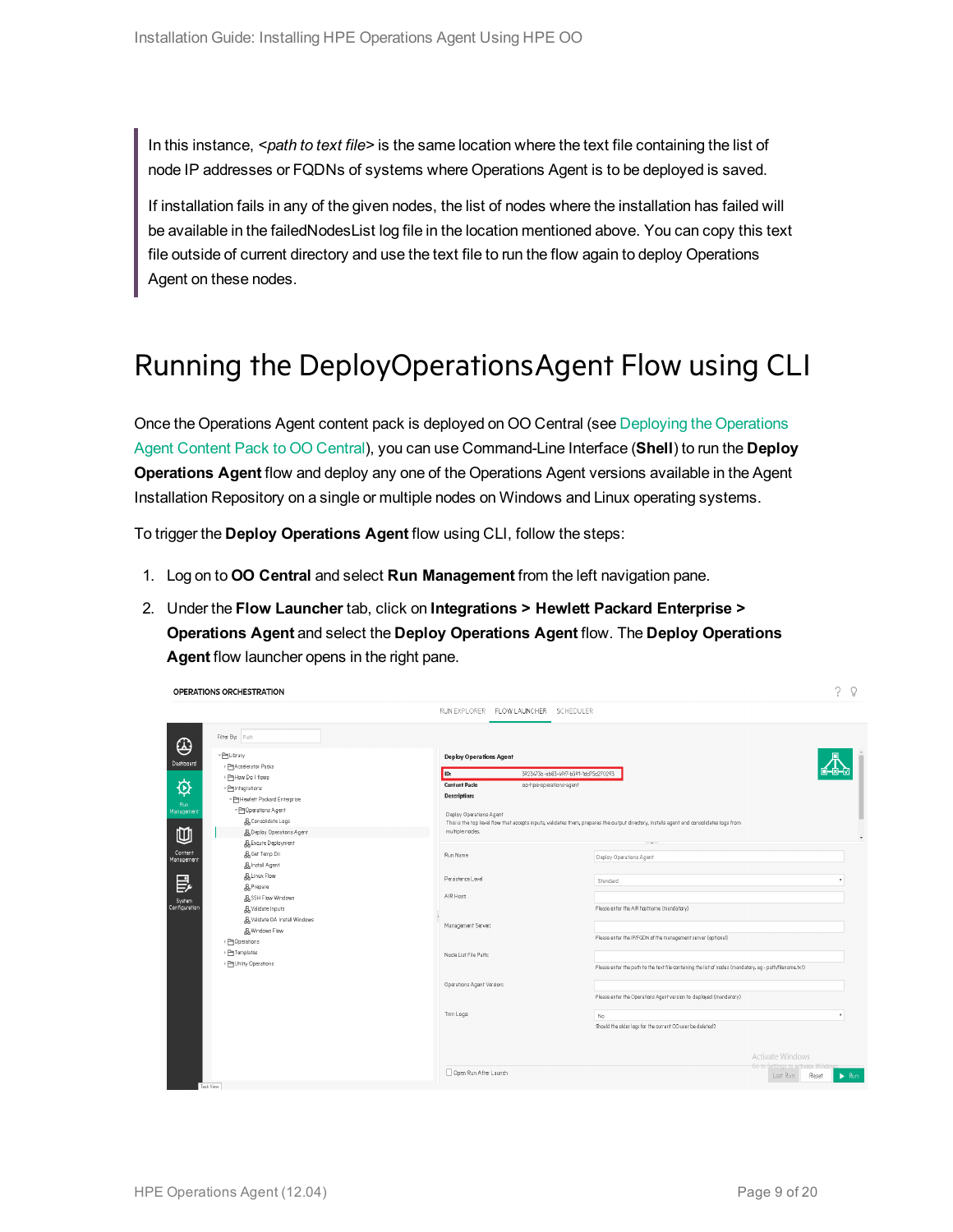> In this instance, *<path to text file>* is the same location where the text file containing the list of node IP addresses or FQDNs of systems where Operations Agent is to be deployed is saved.
>
> If installation fails in any of the given nodes, the list of nodes where the installation has failed will be available in the failedNodesList log file in the location mentioned above. You can copy this text file outside of current directory and use the text file to run the flow again to deploy Operations Agent on these nodes.

# Running the DeployOperationsAgent Flow using CLI

Once the Operations Agent content pack is deployed on OO Central (see Deploying the Operations Agent Content Pack to OO Central), you can use Command-Line Interface (**Shell**) to run the **Deploy Operations Agent** flow and deploy any one of the Operations Agent versions available in the Agent Installation Repository on a single or multiple nodes on Windows and Linux operating systems.

To trigger the **Deploy Operations Agent** flow using CLI, follow the steps:

1. Log on to **OO Central** and select **Run Management** from the left navigation pane.
2. Under the **Flow Launcher** tab, click on **Integrations > Hewlett Packard Enterprise > Operations Agent** and select the **Deploy Operations Agent** flow. The **Deploy Operations Agent** flow launcher opens in the right pane.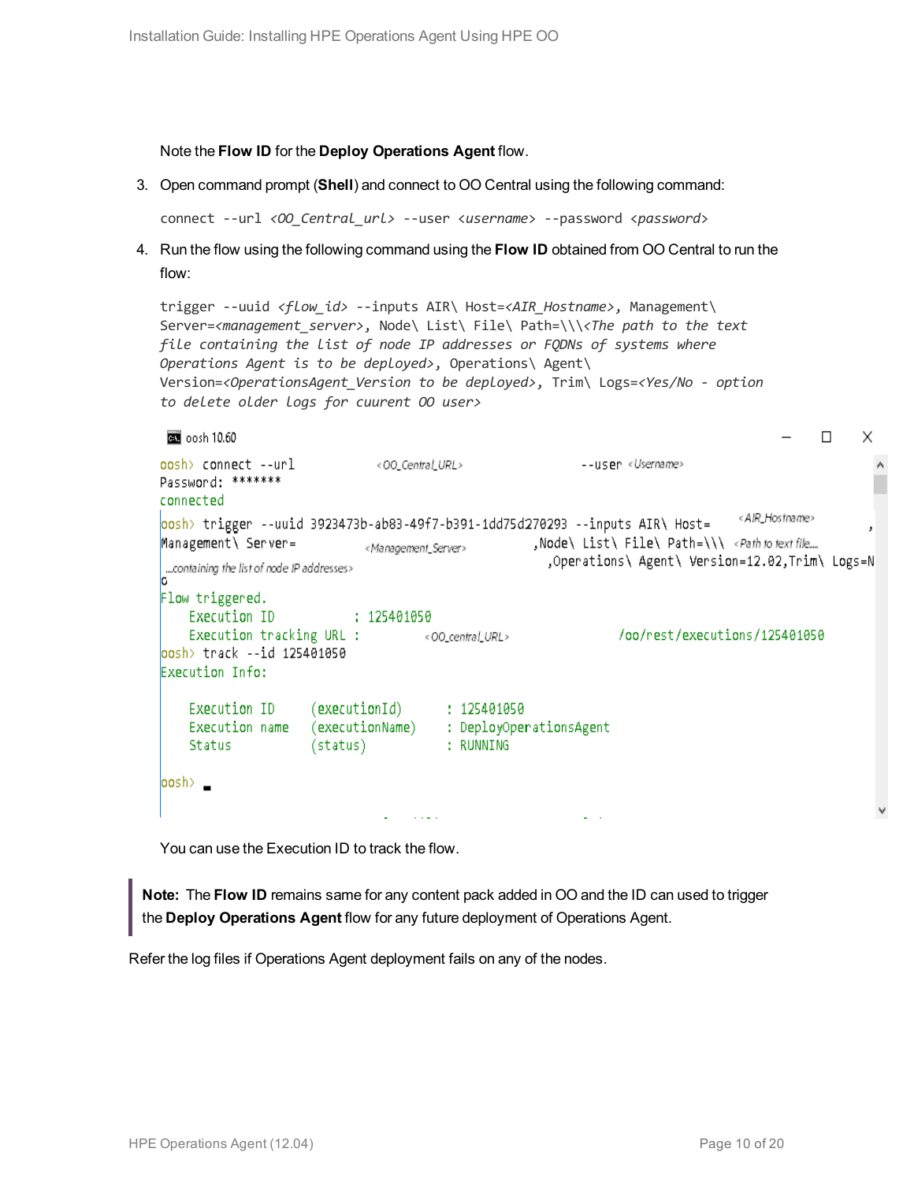Note the **Flow ID** for the **Deploy Operations Agent** flow.

3. Open command prompt (**Shell**) and connect to OO Central using the following command:

   ```
   connect --url <OO_Central_url> --user <username> --password <password>
   ```

4. Run the flow using the following command using the **Flow ID** obtained from OO Central to run the flow:

   ```
   trigger --uuid <flow_id> --inputs AIR\ Host=<AIR_Hostname>, Management\ Server=<management_server>, Node\ List\ File\ Path=\\\<The path to the text file containing the list of node IP addresses or FQDNs of systems where Operations Agent is to be deployed>, Operations\ Agent\ Version=<OperationsAgent_Version to be deployed>, Trim\ Logs=<Yes/No - option to delete older logs for cuurent OO user>
   ```

   ```
   oosh 10.60
   oosh> connect --url          <OO_Central_URL>          --user <Username>
   Password: *******
   connected
   oosh> trigger --uuid 3923473b-ab83-49f7-b391-1dd75d270293 --inputs AIR\ Host=   <AIR_Hostname>   ,
   Management\ Server=     <Management_Server>     ,Node\ List\ File\ Path=\\\ <Path to text file....
   ...containing the list of node IP addresses>     ,Operations\ Agent\ Version=12.02,Trim\ Logs=N
   o
   Flow triggered.
       Execution ID          : 125401050
       Execution tracking URL :    <OO_central_URL>     /oo/rest/executions/125401050
   oosh> track --id 125401050
   Execution Info:

       Execution ID     (executionId)      : 125401050
       Execution name   (executionName)    : DeployOperationsAgent
       Status           (status)           : RUNNING

   oosh>
   ```

   You can use the Execution ID to track the flow.

> **Note:** The **Flow ID** remains same for any content pack added in OO and the ID can used to trigger the **Deploy Operations Agent** flow for any future deployment of Operations Agent.

Refer the log files if Operations Agent deployment fails on any of the nodes.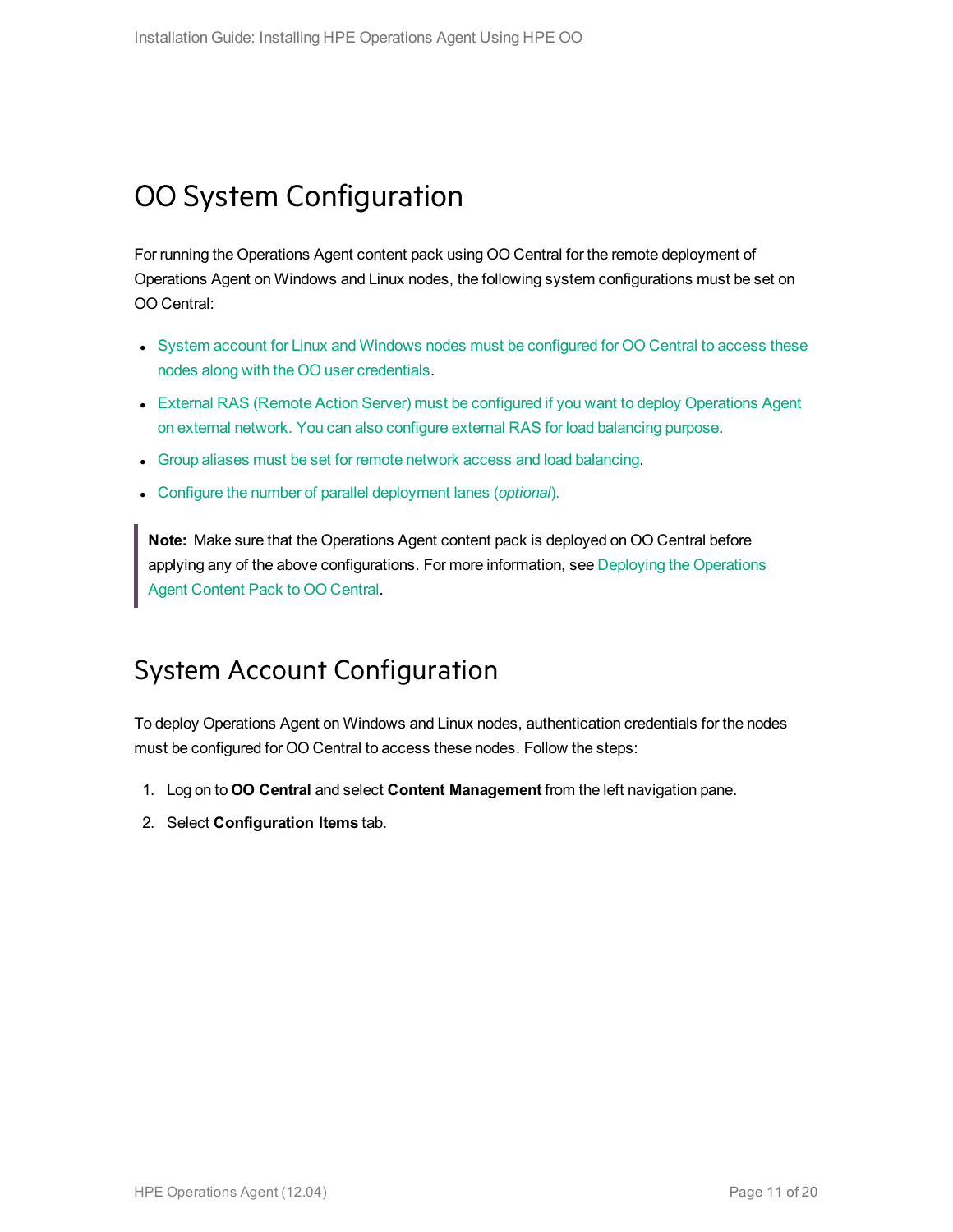# OO System Configuration

For running the Operations Agent content pack using OO Central for the remote deployment of Operations Agent on Windows and Linux nodes, the following system configurations must be set on OO Central:

- System account for Linux and Windows nodes must be configured for OO Central to access these nodes along with the OO user credentials.
- External RAS (Remote Action Server) must be configured if you want to deploy Operations Agent on external network. You can also configure external RAS for load balancing purpose.
- Group aliases must be set for remote network access and load balancing.
- Configure the number of parallel deployment lanes (*optional*).

> **Note:** Make sure that the Operations Agent content pack is deployed on OO Central before applying any of the above configurations. For more information, see Deploying the Operations Agent Content Pack to OO Central.

## System Account Configuration

To deploy Operations Agent on Windows and Linux nodes, authentication credentials for the nodes must be configured for OO Central to access these nodes. Follow the steps:

1. Log on to **OO Central** and select **Content Management** from the left navigation pane.
2. Select **Configuration Items** tab.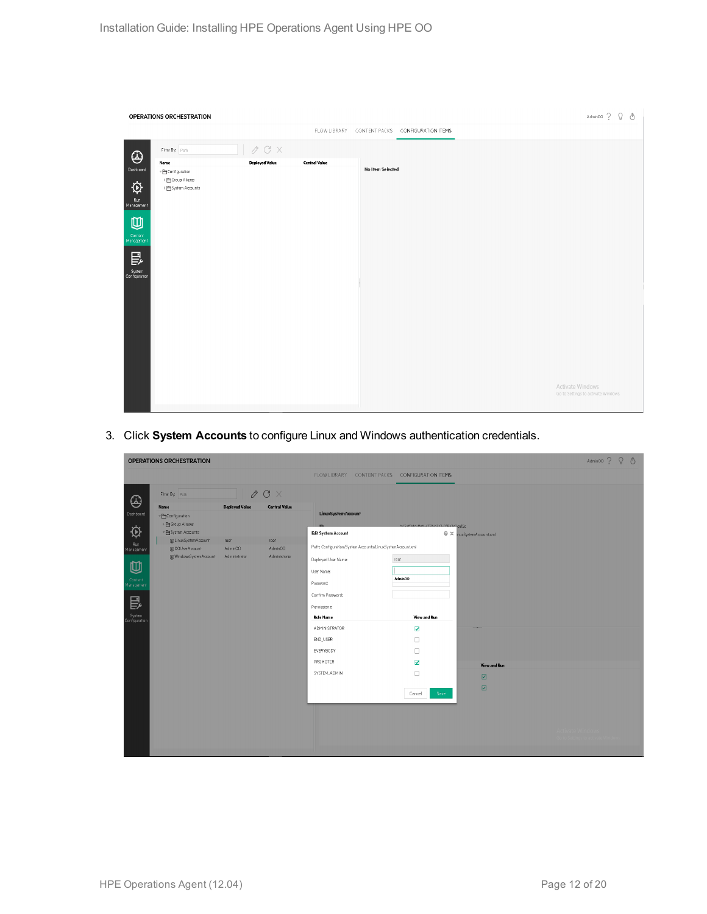3. Click **System Accounts** to configure Linux and Windows authentication credentials.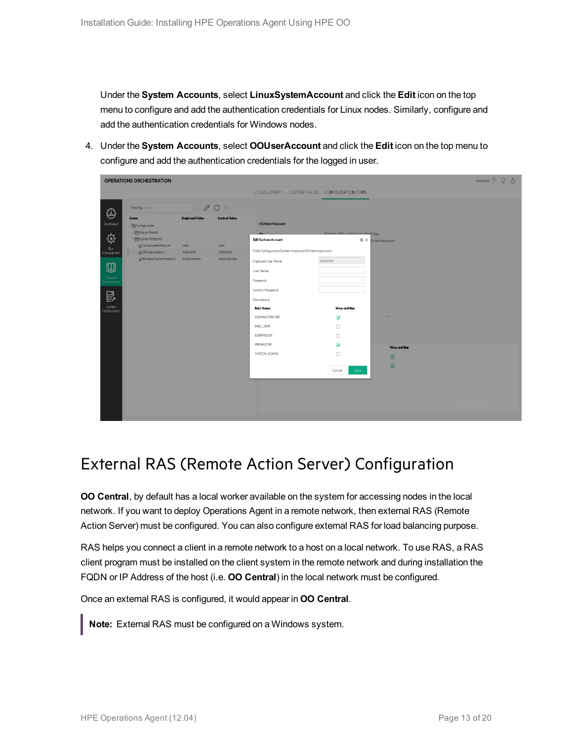Under the **System Accounts**, select **LinuxSystemAccount** and click the **Edit** icon on the top menu to configure and add the authentication credentials for Linux nodes. Similarly, configure and add the authentication credentials for Windows nodes.

4. Under the **System Accounts**, select **OOUserAccount** and click the **Edit** icon on the top menu to configure and add the authentication credentials for the logged in user.

# External RAS (Remote Action Server) Configuration

**OO Central**, by default has a local worker available on the system for accessing nodes in the local network. If you want to deploy Operations Agent in a remote network, then external RAS (Remote Action Server) must be configured. You can also configure external RAS for load balancing purpose.

RAS helps you connect a client in a remote network to a host on a local network. To use RAS, a RAS client program must be installed on the client system in the remote network and during installation the FQDN or IP Address of the host (i.e. **OO Central**) in the local network must be configured.

Once an external RAS is configured, it would appear in **OO Central**.

> **Note:** External RAS must be configured on a Windows system.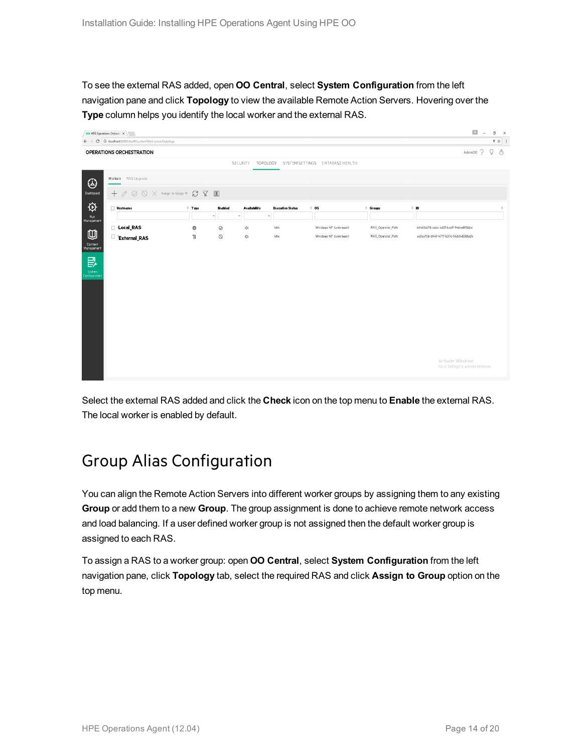To see the external RAS added, open **OO Central**, select **System Configuration** from the left navigation pane and click **Topology** to view the available Remote Action Servers. Hovering over the **Type** column helps you identify the local worker and the external RAS.

Select the external RAS added and click the **Check** icon on the top menu to **Enable** the external RAS. The local worker is enabled by default.

## Group Alias Configuration

You can align the Remote Action Servers into different worker groups by assigning them to any existing **Group** or add them to a new **Group**. The group assignment is done to achieve remote network access and load balancing. If a user defined worker group is not assigned then the default worker group is assigned to each RAS.

To assign a RAS to a worker group: open **OO Central**, select **System Configuration** from the left navigation pane, click **Topology** tab, select the required RAS and click **Assign to Group** option on the top menu.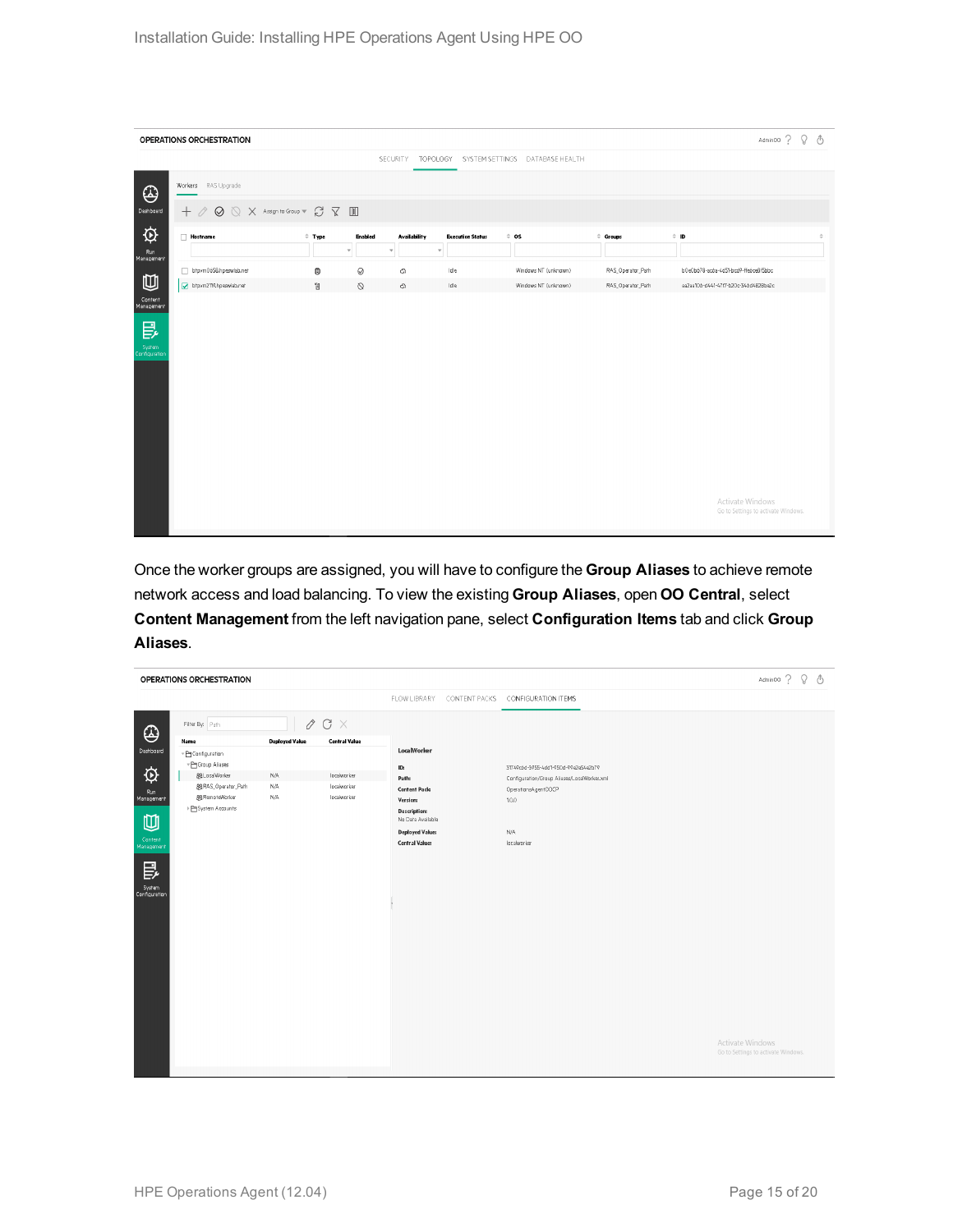Once the worker groups are assigned, you will have to configure the **Group Aliases** to achieve remote network access and load balancing. To view the existing **Group Aliases**, open **OO Central**, select **Content Management** from the left navigation pane, select **Configuration Items** tab and click **Group Aliases**.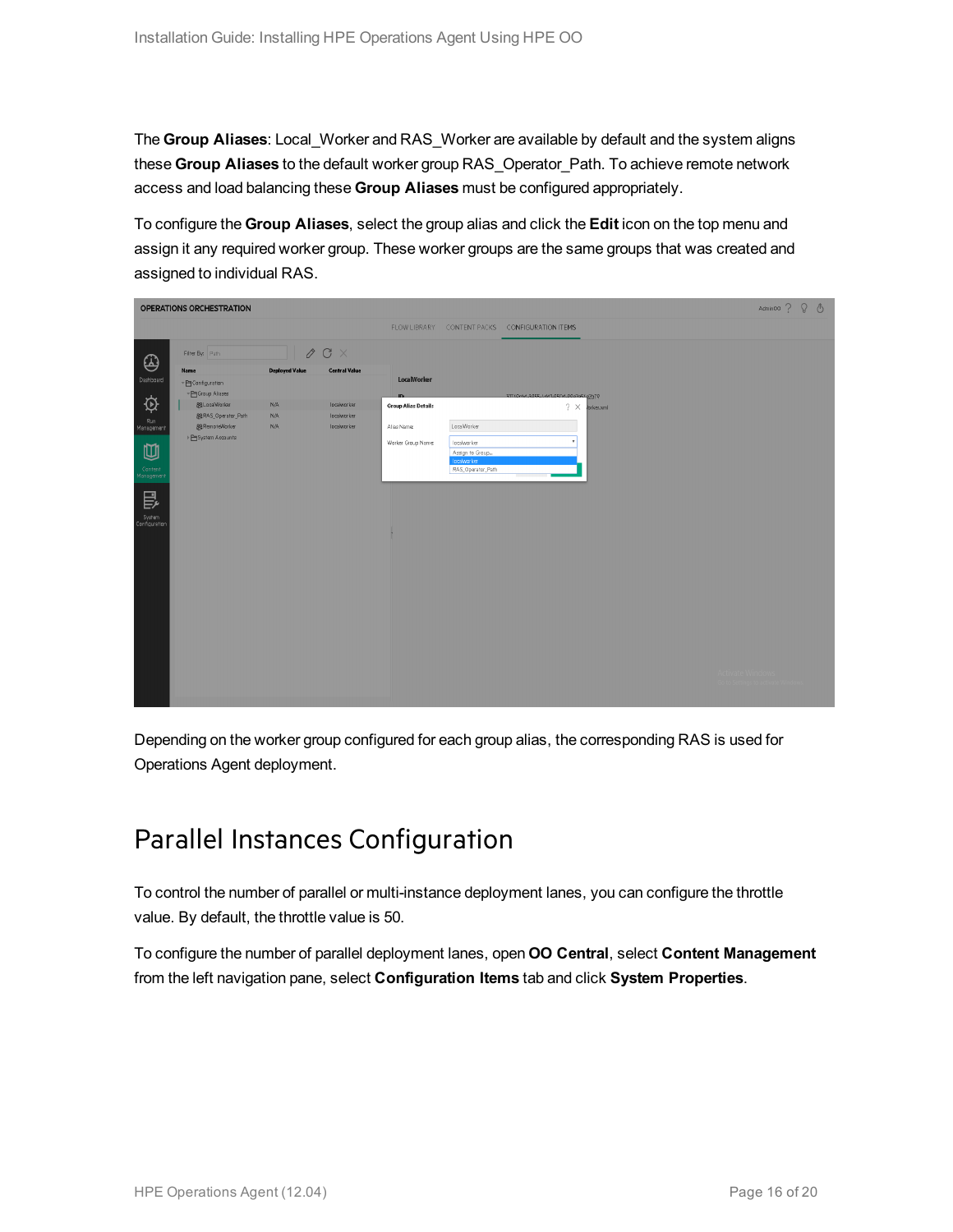The **Group Aliases**: Local_Worker and RAS_Worker are available by default and the system aligns these **Group Aliases** to the default worker group RAS_Operator_Path. To achieve remote network access and load balancing these **Group Aliases** must be configured appropriately.

To configure the **Group Aliases**, select the group alias and click the **Edit** icon on the top menu and assign it any required worker group. These worker groups are the same groups that was created and assigned to individual RAS.

Depending on the worker group configured for each group alias, the corresponding RAS is used for Operations Agent deployment.

# Parallel Instances Configuration

To control the number of parallel or multi-instance deployment lanes, you can configure the throttle value. By default, the throttle value is 50.

To configure the number of parallel deployment lanes, open **OO Central**, select **Content Management** from the left navigation pane, select **Configuration Items** tab and click **System Properties**.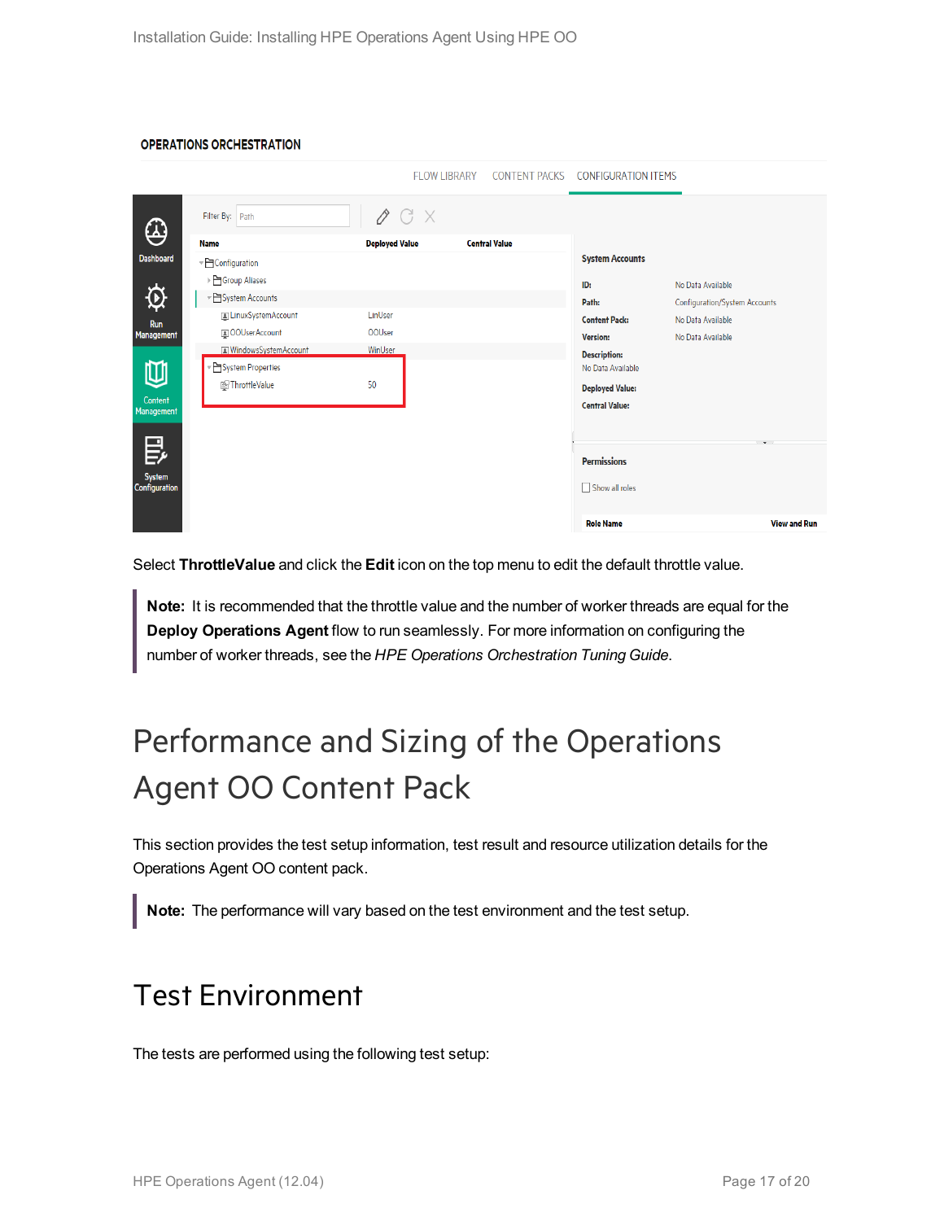Select **ThrottleValue** and click the **Edit** icon on the top menu to edit the default throttle value.

> **Note:** It is recommended that the throttle value and the number of worker threads are equal for the **Deploy Operations Agent** flow to run seamlessly. For more information on configuring the number of worker threads, see the *HPE Operations Orchestration Tuning Guide*.

# Performance and Sizing of the Operations Agent OO Content Pack

This section provides the test setup information, test result and resource utilization details for the Operations Agent OO content pack.

> **Note:** The performance will vary based on the test environment and the test setup.

## Test Environment

The tests are performed using the following test setup: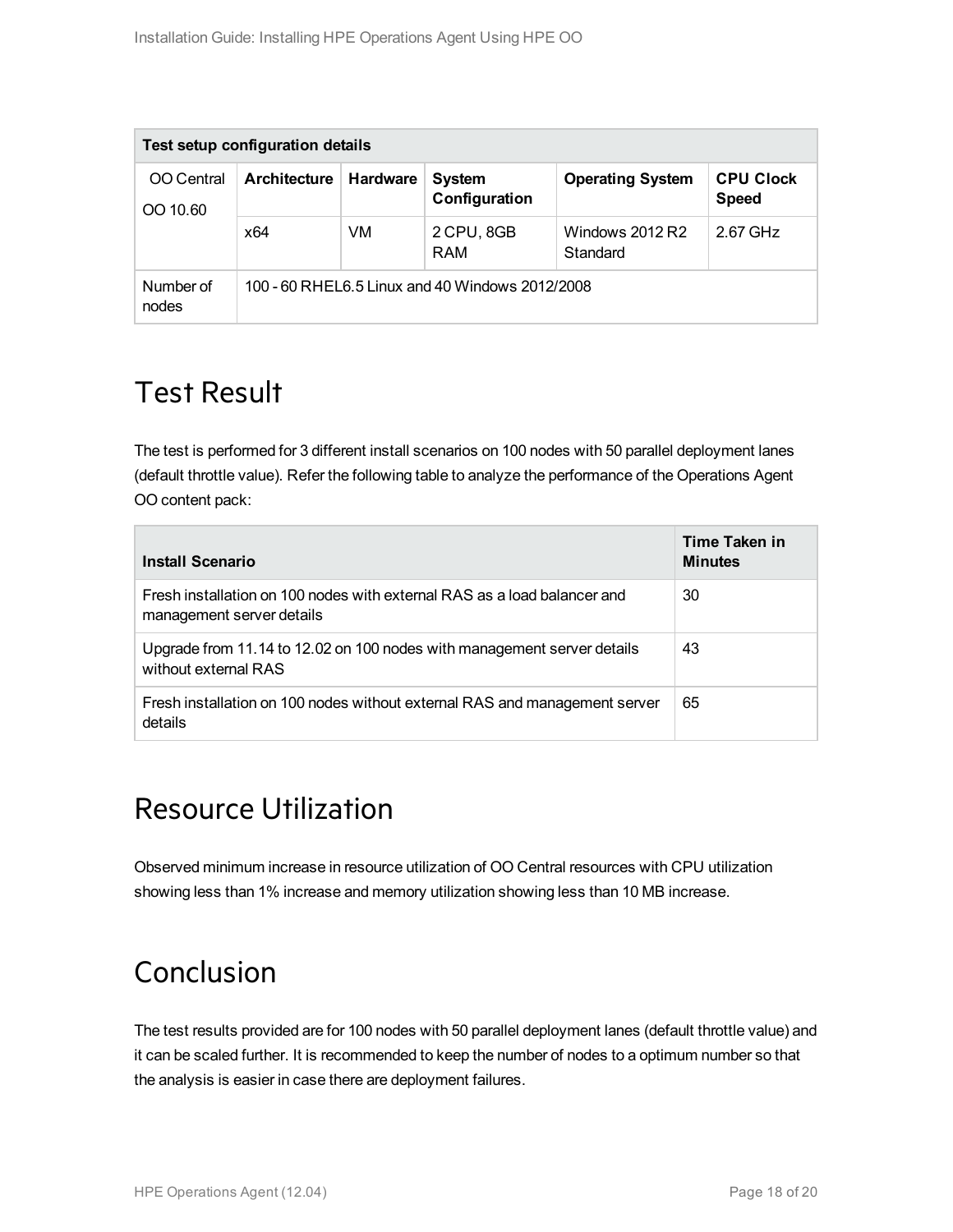| Test setup configuration details | | | | | |
|---|---|---|---|---|---|
| OO Central<br>OO 10.60 | **Architecture** | **Hardware** | **System Configuration** | **Operating System** | **CPU Clock Speed** |
| | x64 | VM | 2 CPU, 8GB RAM | Windows 2012 R2 Standard | 2.67 GHz |
| Number of nodes | 100 - 60 RHEL6.5 Linux and 40 Windows 2012/2008 | | | | |

# Test Result

The test is performed for 3 different install scenarios on 100 nodes with 50 parallel deployment lanes (default throttle value). Refer the following table to analyze the performance of the Operations Agent OO content pack:

| Install Scenario | Time Taken in Minutes |
|---|---|
| Fresh installation on 100 nodes with external RAS as a load balancer and management server details | 30 |
| Upgrade from 11.14 to 12.02 on 100 nodes with management server details without external RAS | 43 |
| Fresh installation on 100 nodes without external RAS and management server details | 65 |

# Resource Utilization

Observed minimum increase in resource utilization of OO Central resources with CPU utilization showing less than 1% increase and memory utilization showing less than 10 MB increase.

# Conclusion

The test results provided are for 100 nodes with 50 parallel deployment lanes (default throttle value) and it can be scaled further. It is recommended to keep the number of nodes to a optimum number so that the analysis is easier in case there are deployment failures.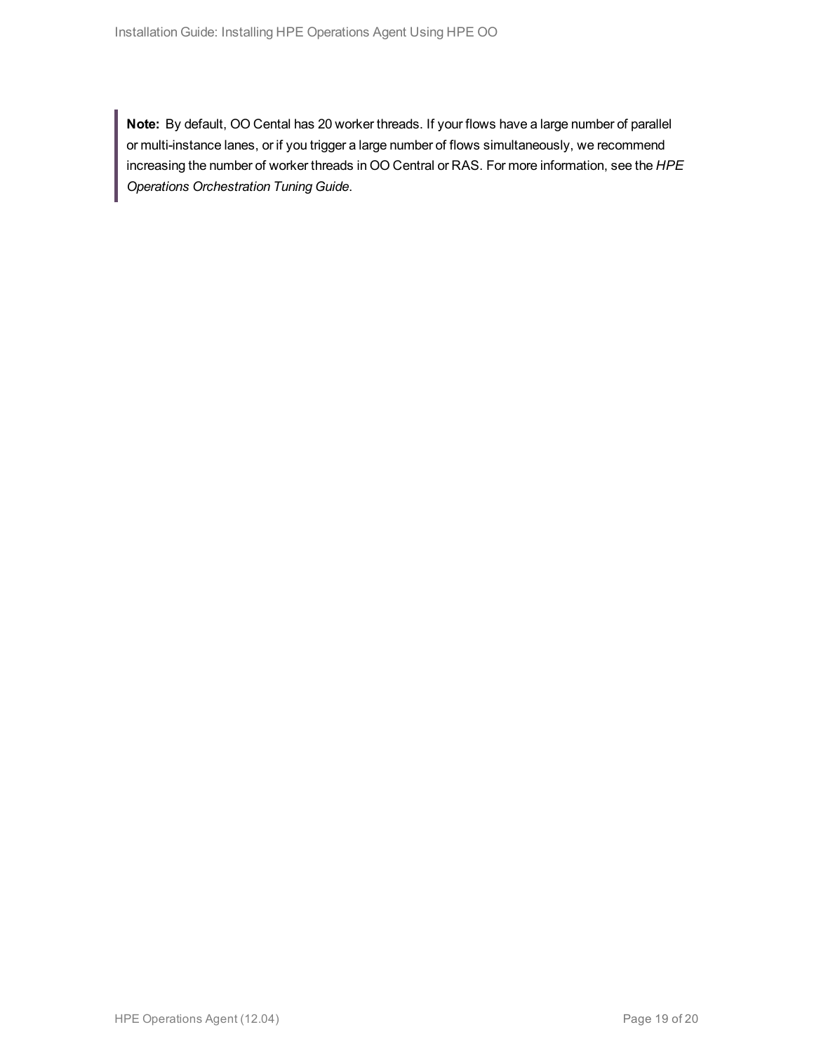> **Note:** By default, OO Cental has 20 worker threads. If your flows have a large number of parallel or multi-instance lanes, or if you trigger a large number of flows simultaneously, we recommend increasing the number of worker threads in OO Central or RAS. For more information, see the *HPE Operations Orchestration Tuning Guide*.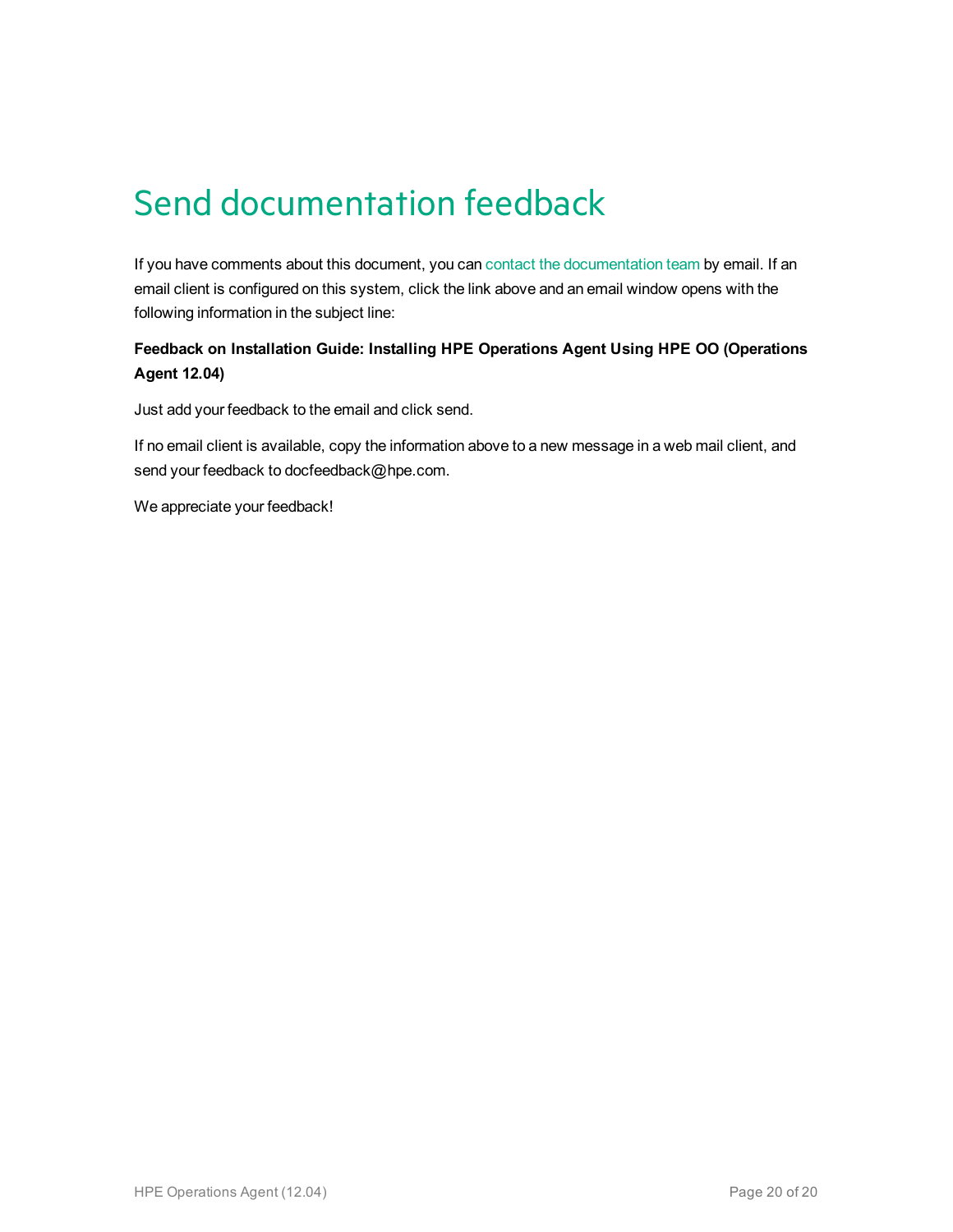# Send documentation feedback

If you have comments about this document, you can contact the documentation team by email. If an email client is configured on this system, click the link above and an email window opens with the following information in the subject line:

**Feedback on Installation Guide: Installing HPE Operations Agent Using HPE OO (Operations Agent 12.04)**

Just add your feedback to the email and click send.

If no email client is available, copy the information above to a new message in a web mail client, and send your feedback to docfeedback@hpe.com.

We appreciate your feedback!